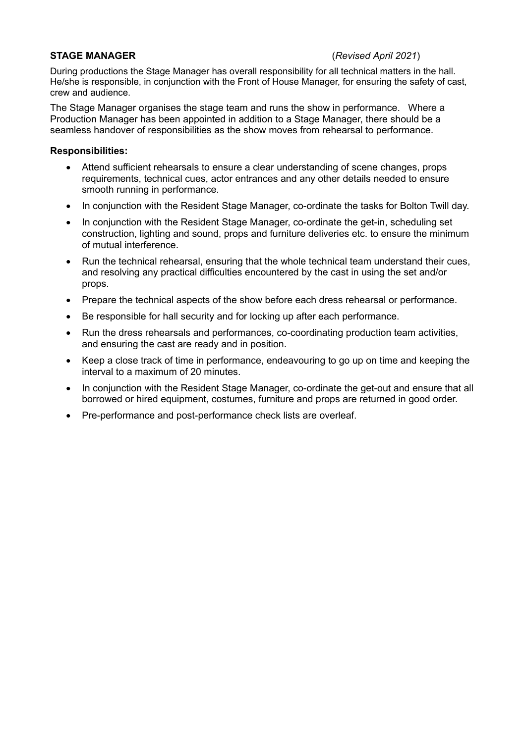**STAGE MANAGER** (*Revised April 2021*)

During productions the Stage Manager has overall responsibility for all technical matters in the hall. He/she is responsible, in conjunction with the Front of House Manager, for ensuring the safety of cast, crew and audience.

The Stage Manager organises the stage team and runs the show in performance. Where a Production Manager has been appointed in addition to a Stage Manager, there should be a seamless handover of responsibilities as the show moves from rehearsal to performance.

**Responsibilities:**

- Attend sufficient rehearsals to ensure a clear understanding of scene changes, props requirements, technical cues, actor entrances and any other details needed to ensure smooth running in performance.
- In conjunction with the Resident Stage Manager, co-ordinate the tasks for Bolton Twill day.
- In conjunction with the Resident Stage Manager, co-ordinate the get-in, scheduling set construction, lighting and sound, props and furniture deliveries etc. to ensure the minimum of mutual interference.
- Run the technical rehearsal, ensuring that the whole technical team understand their cues, and resolving any practical difficulties encountered by the cast in using the set and/or props.
- Prepare the technical aspects of the show before each dress rehearsal or performance.
- Be responsible for hall security and for locking up after each performance.
- Run the dress rehearsals and performances, co-coordinating production team activities, and ensuring the cast are ready and in position.
- Keep a close track of time in performance, endeavouring to go up on time and keeping the interval to a maximum of 20 minutes.
- In conjunction with the Resident Stage Manager, co-ordinate the get-out and ensure that all borrowed or hired equipment, costumes, furniture and props are returned in good order.
- Pre-performance and post-performance check lists are overleaf.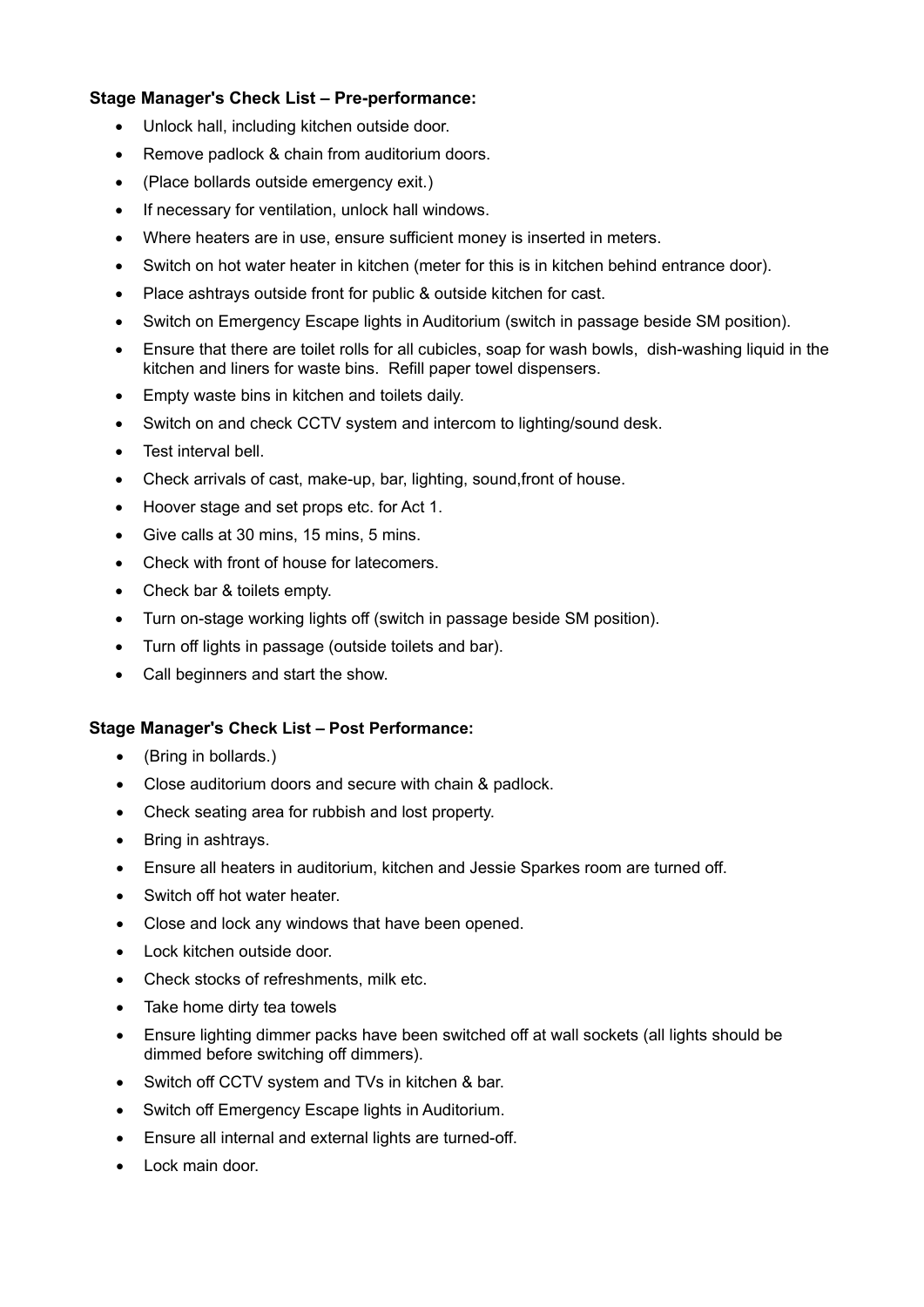**Stage Manager's Check List – Pre-performance:**

- Unlock hall, including kitchen outside door.
- Remove padlock & chain from auditorium doors.
- (Place bollards outside emergency exit.)
- If necessary for ventilation, unlock hall windows.
- Where heaters are in use, ensure sufficient money is inserted in meters.
- Switch on hot water heater in kitchen (meter for this is in kitchen behind entrance door).
- Place ashtrays outside front for public & outside kitchen for cast.
- Switch on Emergency Escape lights in Auditorium (switch in passage beside SM position).
- Ensure that there are toilet rolls for all cubicles, soap for wash bowls, dish-washing liquid in the kitchen and liners for waste bins. Refill paper towel dispensers.
- Empty waste bins in kitchen and toilets daily.
- Switch on and check CCTV system and intercom to lighting/sound desk.
- Test interval bell.
- Check arrivals of cast, make-up, bar, lighting, sound,front of house.
- Hoover stage and set props etc. for Act 1.
- Give calls at 30 mins, 15 mins, 5 mins.
- Check with front of house for latecomers.
- Check bar & toilets empty.
- Turn on-stage working lights off (switch in passage beside SM position).
- Turn off lights in passage (outside toilets and bar).
- Call beginners and start the show.

**Stage Manager's Check List – Post Performance:**

- (Bring in bollards.)
- Close auditorium doors and secure with chain & padlock.
- Check seating area for rubbish and lost property.
- Bring in ashtrays.
- Ensure all heaters in auditorium, kitchen and Jessie Sparkes room are turned off.
- Switch off hot water heater.
- Close and lock any windows that have been opened.
- Lock kitchen outside door.
- Check stocks of refreshments, milk etc.
- Take home dirty tea towels
- Ensure lighting dimmer packs have been switched off at wall sockets (all lights should be dimmed before switching off dimmers).
- Switch off CCTV system and TVs in kitchen & bar.
- Switch off Emergency Escape lights in Auditorium.
- Ensure all internal and external lights are turned-off.
- Lock main door.